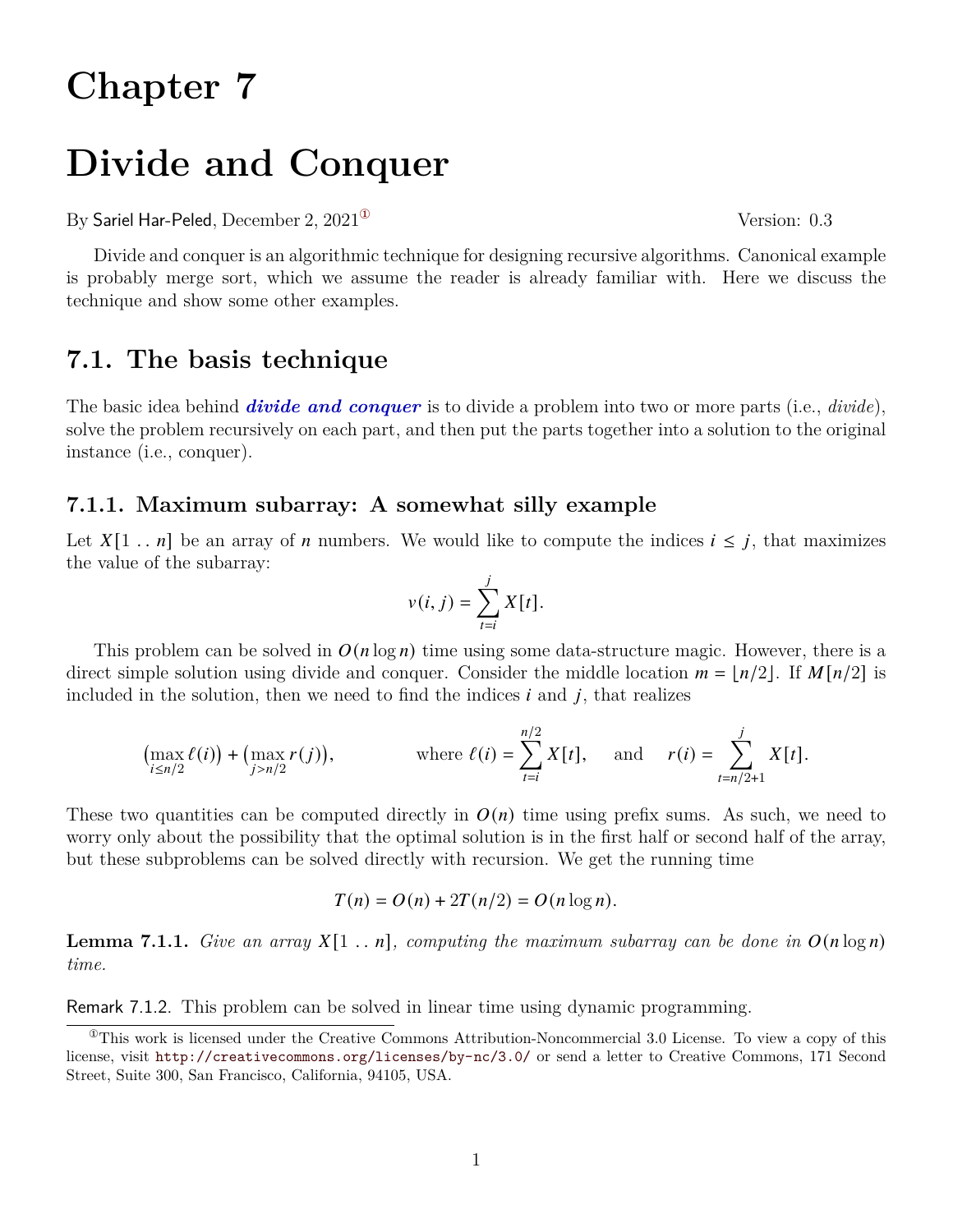# Chapter 7

# Divide and Conquer

By Sariel Har-Peled, December 2, 2021[1] Version: 0.3

Divide and conquer is an algorithmic technique for designing recursive algorithms. Canonical example is probably merge sort, which we assume the reader is already familiar with. Here we discuss the technique and show some other examples.

## 7.1. The basis technique

The basic idea behind ***divide and conquer*** is to divide a problem into two or more parts (i.e., *divide*), solve the problem recursively on each part, and then put the parts together into a solution to the original instance (i.e., conquer).

### 7.1.1. Maximum subarray: A somewhat silly example

Let $X[1 \mathinner{..} n]$ be an array of $n$ numbers. We would like to compute the indices $i \leq j$, that maximizes the value of the subarray:

$$v(i, j) = \sum_{t=i}^{j} X[t].$$

This problem can be solved in $O(n \log n)$ time using some data-structure magic. However, there is a direct simple solution using divide and conquer. Consider the middle location $m = \lfloor n/2 \rfloor$. If $M[n/2]$ is included in the solution, then we need to find the indices $i$ and $j$, that realizes

$$\left(\max_{i \leq n/2} \ell(i)\right) + \left(\max_{j > n/2} r(j)\right), \qquad \text{where } \ell(i) = \sum_{t=i}^{n/2} X[t], \quad \text{and} \quad r(i) = \sum_{t=n/2+1}^{j} X[t].$$

These two quantities can be computed directly in $O(n)$ time using prefix sums. As such, we need to worry only about the possibility that the optimal solution is in the first half or second half of the array, but these subproblems can be solved directly with recursion. We get the running time

$$T(n) = O(n) + 2T(n/2) = O(n \log n).$$

**Lemma 7.1.1.** *Give an array $X[1 \mathinner{..} n]$, computing the maximum subarray can be done in $O(n \log n)$ time.*

Remark 7.1.2. This problem can be solved in linear time using dynamic programming.

[1] This work is licensed under the Creative Commons Attribution-Noncommercial 3.0 License. To view a copy of this license, visit http://creativecommons.org/licenses/by-nc/3.0/ or send a letter to Creative Commons, 171 Second Street, Suite 300, San Francisco, California, 94105, USA.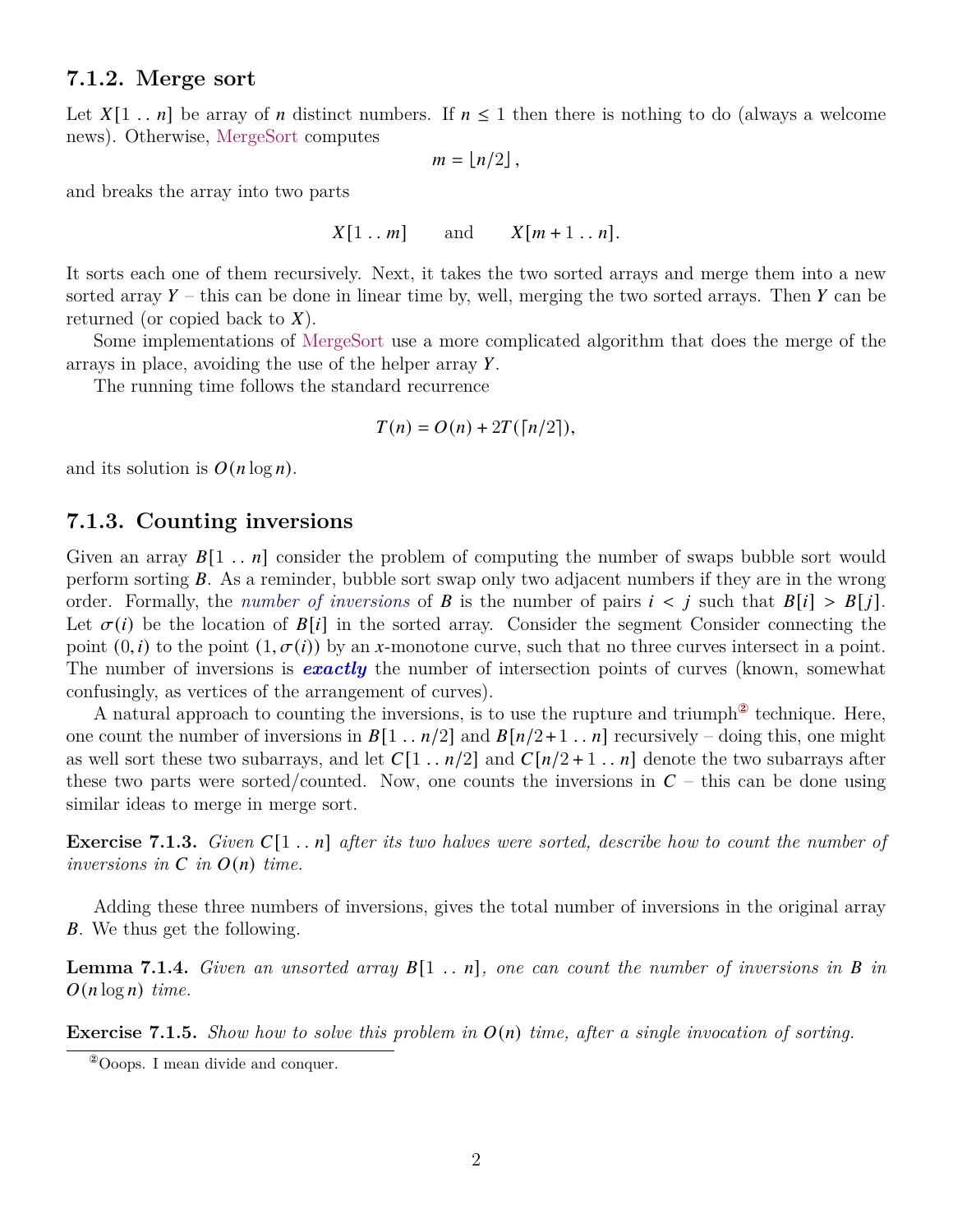### 7.1.2. Merge sort

Let $X[1 \,..\, n]$ be array of $n$ distinct numbers. If $n \leq 1$ then there is nothing to do (always a welcome news). Otherwise, MergeSort computes

$$m = \lfloor n/2 \rfloor,$$

and breaks the array into two parts

$$X[1 \,..\, m] \qquad \text{and} \qquad X[m+1 \,..\, n].$$

It sorts each one of them recursively. Next, it takes the two sorted arrays and merge them into a new sorted array $Y$ – this can be done in linear time by, well, merging the two sorted arrays. Then $Y$ can be returned (or copied back to $X$).

Some implementations of MergeSort use a more complicated algorithm that does the merge of the arrays in place, avoiding the use of the helper array $Y$.

The running time follows the standard recurrence

$$T(n) = O(n) + 2T(\lceil n/2 \rceil),$$

and its solution is $O(n \log n)$.

### 7.1.3. Counting inversions

Given an array $B[1 \,..\, n]$ consider the problem of computing the number of swaps bubble sort would perform sorting $B$. As a reminder, bubble sort swap only two adjacent numbers if they are in the wrong order. Formally, the *number of inversions* of $B$ is the number of pairs $i < j$ such that $B[i] > B[j]$. Let $\sigma(i)$ be the location of $B[i]$ in the sorted array. Consider the segment Consider connecting the point $(0, i)$ to the point $(1, \sigma(i))$ by an $x$-monotone curve, such that no three curves intersect in a point. The number of inversions is ***exactly*** the number of intersection points of curves (known, somewhat confusingly, as vertices of the arrangement of curves).

A natural approach to counting the inversions, is to use the rupture and triumph[2] technique. Here, one count the number of inversions in $B[1 \,..\, n/2]$ and $B[n/2+1 \,..\, n]$ recursively – doing this, one might as well sort these two subarrays, and let $C[1 \,..\, n/2]$ and $C[n/2+1 \,..\, n]$ denote the two subarrays after these two parts were sorted/counted. Now, one counts the inversions in $C$ – this can be done using similar ideas to merge in merge sort.

**Exercise 7.1.3.** *Given $C[1 \,..\, n]$ after its two halves were sorted, describe how to count the number of inversions in $C$ in $O(n)$ time.*

Adding these three numbers of inversions, gives the total number of inversions in the original array $B$. We thus get the following.

**Lemma 7.1.4.** *Given an unsorted array $B[1 \,..\, n]$, one can count the number of inversions in $B$ in $O(n \log n)$ time.*

**Exercise 7.1.5.** *Show how to solve this problem in $O(n)$ time, after a single invocation of sorting.*

[2] Ooops. I mean divide and conquer.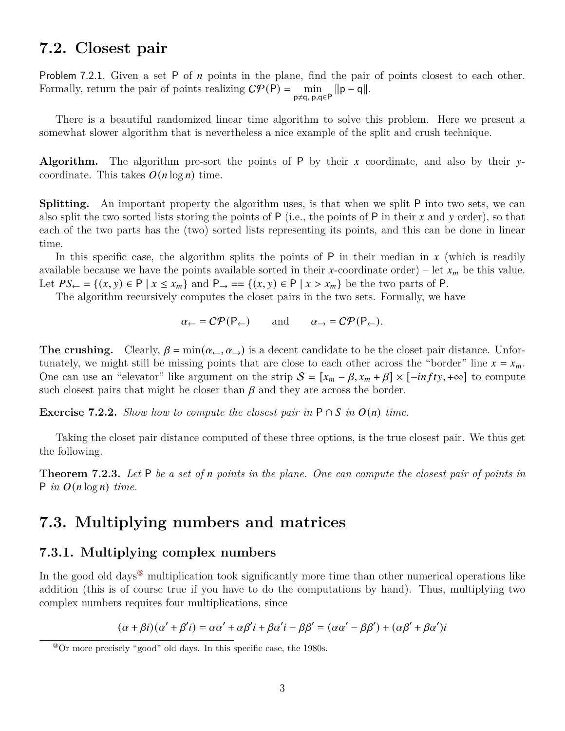## 7.2. Closest pair

Problem 7.2.1. Given a set P of $n$ points in the plane, find the pair of points closest to each other. Formally, return the pair of points realizing $\mathcal{CP}(\mathsf{P}) = \min_{\mathsf{p} \neq \mathsf{q},\, \mathsf{p},\mathsf{q} \in \mathsf{P}} \|\mathsf{p} - \mathsf{q}\|$.

There is a beautiful randomized linear time algorithm to solve this problem. Here we present a somewhat slower algorithm that is nevertheless a nice example of the split and crush technique.

**Algorithm.** The algorithm pre-sort the points of P by their $x$ coordinate, and also by their $y$-coordinate. This takes $O(n \log n)$ time.

**Splitting.** An important property the algorithm uses, is that when we split P into two sets, we can also split the two sorted lists storing the points of P (i.e., the points of P in their $x$ and $y$ order), so that each of the two parts has the (two) sorted lists representing its points, and this can be done in linear time.

In this specific case, the algorithm splits the points of P in their median in $x$ (which is readily available because we have the points available sorted in their $x$-coordinate order) – let $x_m$ be this value. Let $PS_{\leftarrow} = \{(x, y) \in \mathsf{P} \mid x \leq x_m\}$ and $\mathsf{P}_{\rightarrow} == \{(x, y) \in \mathsf{P} \mid x > x_m\}$ be the two parts of P.

The algorithm recursively computes the closet pairs in the two sets. Formally, we have

$$\alpha_{\leftarrow} = \mathcal{CP}(\mathsf{P}_{\leftarrow}) \qquad \text{and} \qquad \alpha_{\rightarrow} = \mathcal{CP}(\mathsf{P}_{\leftarrow}).$$

**The crushing.** Clearly, $\beta = \min(\alpha_{\leftarrow}, \alpha_{\rightarrow})$ is a decent candidate to be the closet pair distance. Unfortunately, we might still be missing points that are close to each other across the "border" line $x = x_m$. One can use an "elevator" like argument on the strip $\mathcal{S} = [x_m - \beta, x_m + \beta] \times [-infty, +\infty]$ to compute such closest pairs that might be closer than $\beta$ and they are across the border.

**Exercise 7.2.2.** *Show how to compute the closest pair in $\mathsf{P} \cap \mathcal{S}$ in $O(n)$ time.*

Taking the closet pair distance computed of these three options, is the true closest pair. We thus get the following.

**Theorem 7.2.3.** *Let P be a set of $n$ points in the plane. One can compute the closest pair of points in P in $O(n \log n)$ time.*

## 7.3. Multiplying numbers and matrices

### 7.3.1. Multiplying complex numbers

In the good old days[3] multiplication took significantly more time than other numerical operations like addition (this is of course true if you have to do the computations by hand). Thus, multiplying two complex numbers requires four multiplications, since

$$(\alpha + \beta i)(\alpha' + \beta' i) = \alpha\alpha' + \alpha\beta' i + \beta\alpha' i - \beta\beta' = (\alpha\alpha' - \beta\beta') + (\alpha\beta' + \beta\alpha')i$$

[3] Or more precisely "good" old days. In this specific case, the 1980s.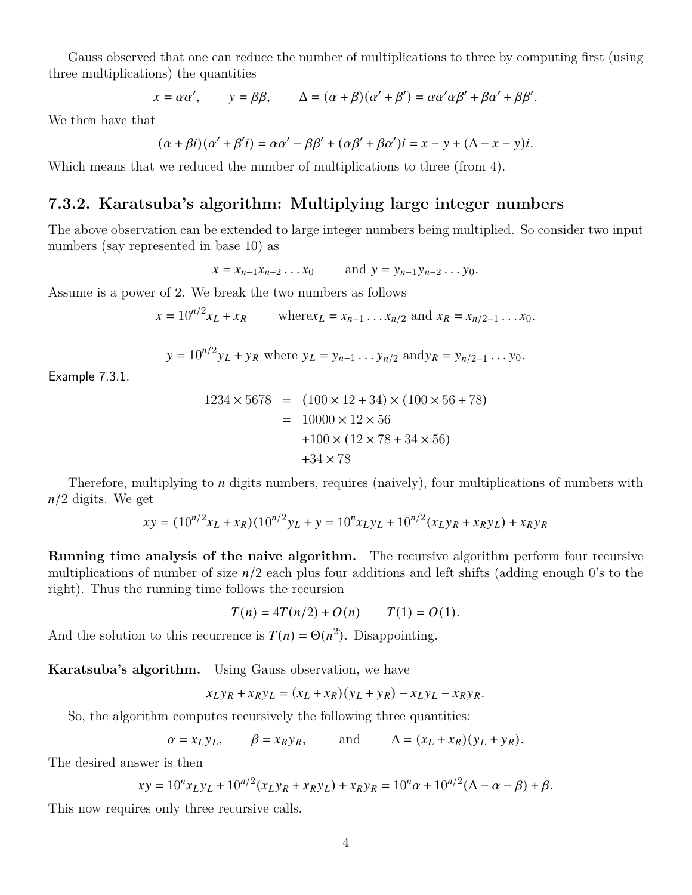Gauss observed that one can reduce the number of multiplications to three by computing first (using three multiplications) the quantities

$$x = \alpha\alpha', \qquad y = \beta\beta, \qquad \Delta = (\alpha + \beta)(\alpha' + \beta') = \alpha\alpha'\alpha\beta' + \beta\alpha' + \beta\beta'.$$

We then have that

$$(\alpha + \beta i)(\alpha' + \beta' i) = \alpha\alpha' - \beta\beta' + (\alpha\beta' + \beta\alpha')i = x - y + (\Delta - x - y)i.$$

Which means that we reduced the number of multiplications to three (from 4).

## 7.3.2. Karatsuba's algorithm: Multiplying large integer numbers

The above observation can be extended to large integer numbers being multiplied. So consider two input numbers (say represented in base 10) as

$$x = x_{n-1}x_{n-2}\ldots x_0 \qquad \text{and } y = y_{n-1}y_{n-2}\ldots y_0.$$

Assume is a power of 2. We break the two numbers as follows

$$x = 10^{n/2}x_L + x_R \qquad \text{where} x_L = x_{n-1}\ldots x_{n/2} \text{ and } x_R = x_{n/2-1}\ldots x_0.$$

$$y = 10^{n/2}y_L + y_R \text{ where } y_L = y_{n-1}\ldots y_{n/2} \text{ and} y_R = y_{n/2-1}\ldots y_0.$$

Example 7.3.1.

$$\begin{aligned} 1234 \times 5678 &= (100 \times 12 + 34) \times (100 \times 56 + 78) \\ &= 10000 \times 12 \times 56 \\ &\quad + 100 \times (12 \times 78 + 34 \times 56) \\ &\quad + 34 \times 78 \end{aligned}$$

Therefore, multiplying to $n$ digits numbers, requires (naively), four multiplications of numbers with $n/2$ digits. We get

$$xy = (10^{n/2}x_L + x_R)(10^{n/2}y_L + y = 10^n x_L y_L + 10^{n/2}(x_L y_R + x_R y_L) + x_R y_R$$

**Running time analysis of the naive algorithm.** The recursive algorithm perform four recursive multiplications of number of size $n/2$ each plus four additions and left shifts (adding enough 0's to the right). Thus the running time follows the recursion

$$T(n) = 4T(n/2) + O(n) \qquad T(1) = O(1).$$

And the solution to this recurrence is $T(n) = \Theta(n^2)$. Disappointing.

**Karatsuba's algorithm.** Using Gauss observation, we have

$$x_L y_R + x_R y_L = (x_L + x_R)(y_L + y_R) - x_L y_L - x_R y_R.$$

So, the algorithm computes recursively the following three quantities:

$$\alpha = x_L y_L, \qquad \beta = x_R y_R, \qquad \text{and} \qquad \Delta = (x_L + x_R)(y_L + y_R).$$

The desired answer is then

$$xy = 10^n x_L y_L + 10^{n/2}(x_L y_R + x_R y_L) + x_R y_R = 10^n\alpha + 10^{n/2}(\Delta - \alpha - \beta) + \beta.$$

This now requires only three recursive calls.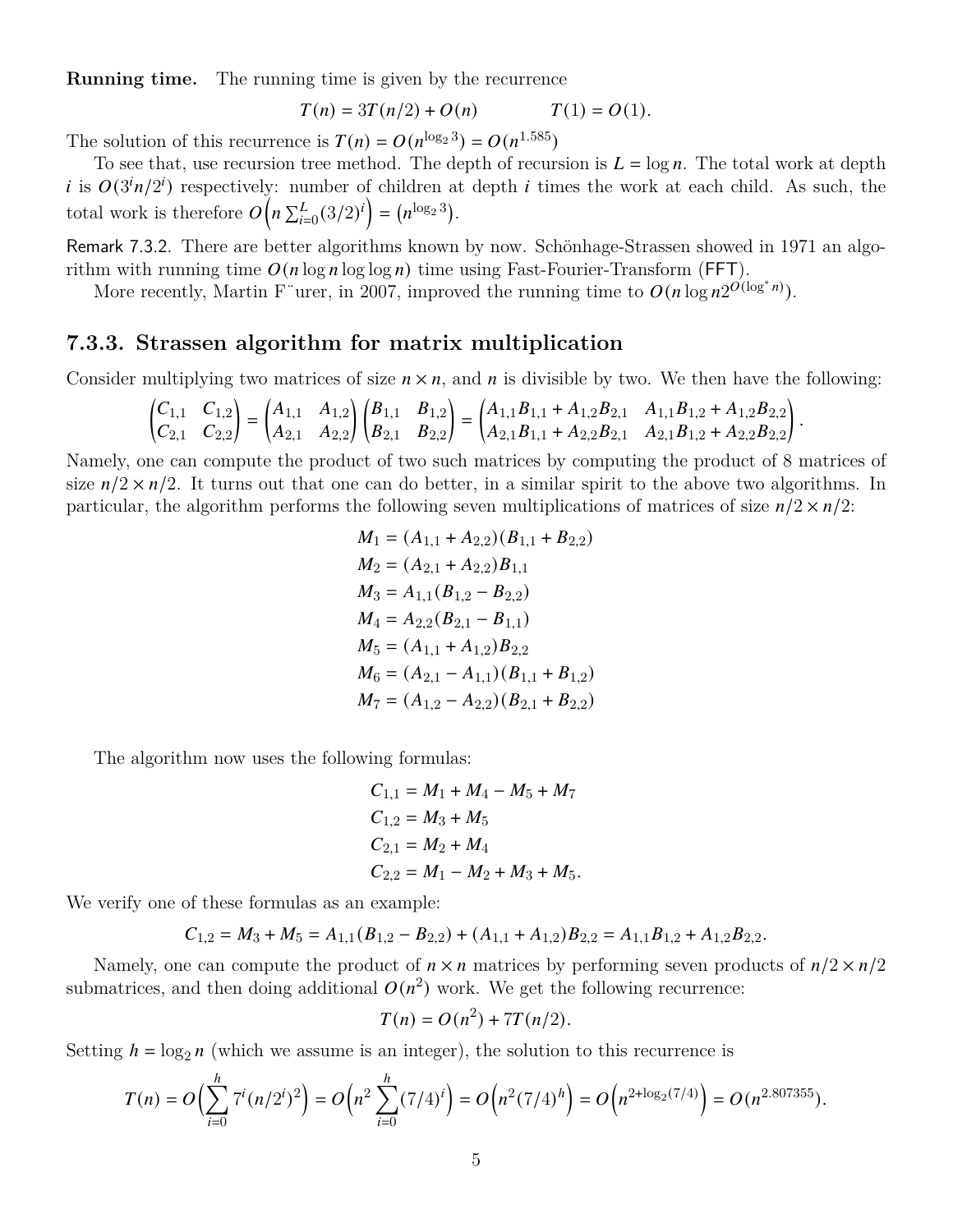**Running time.** The running time is given by the recurrence

$$T(n) = 3T(n/2) + O(n) \qquad\qquad T(1) = O(1).$$

The solution of this recurrence is $T(n) = O(n^{\log_2 3}) = O(n^{1.585})$

To see that, use recursion tree method. The depth of recursion is $L = \log n$. The total work at depth $i$ is $O(3^i n/2^i)$ respectively: number of children at depth $i$ times the work at each child. As such, the total work is therefore $O\left(n \sum_{i=0}^{L} (3/2)^i\right) = \left(n^{\log_2 3}\right)$.

Remark 7.3.2. There are better algorithms known by now. Schönhage-Strassen showed in 1971 an algorithm with running time $O(n \log n \log \log n)$ time using Fast-Fourier-Transform (FFT).

More recently, Martin F¨urer, in 2007, improved the running time to $O(n \log n 2^{O(\log^* n)})$.

### 7.3.3. Strassen algorithm for matrix multiplication

Consider multiplying two matrices of size $n \times n$, and $n$ is divisible by two. We then have the following:

$$\begin{pmatrix} C_{1,1} & C_{1,2} \\ C_{2,1} & C_{2,2} \end{pmatrix} = \begin{pmatrix} A_{1,1} & A_{1,2} \\ A_{2,1} & A_{2,2} \end{pmatrix} \begin{pmatrix} B_{1,1} & B_{1,2} \\ B_{2,1} & B_{2,2} \end{pmatrix} = \begin{pmatrix} A_{1,1}B_{1,1} + A_{1,2}B_{2,1} & A_{1,1}B_{1,2} + A_{1,2}B_{2,2} \\ A_{2,1}B_{1,1} + A_{2,2}B_{2,1} & A_{2,1}B_{1,2} + A_{2,2}B_{2,2} \end{pmatrix}.$$

Namely, one can compute the product of two such matrices by computing the product of 8 matrices of size $n/2 \times n/2$. It turns out that one can do better, in a similar spirit to the above two algorithms. In particular, the algorithm performs the following seven multiplications of matrices of size $n/2 \times n/2$:

$$\begin{aligned}
M_1 &= (A_{1,1} + A_{2,2})(B_{1,1} + B_{2,2}) \\
M_2 &= (A_{2,1} + A_{2,2})B_{1,1} \\
M_3 &= A_{1,1}(B_{1,2} - B_{2,2}) \\
M_4 &= A_{2,2}(B_{2,1} - B_{1,1}) \\
M_5 &= (A_{1,1} + A_{1,2})B_{2,2} \\
M_6 &= (A_{2,1} - A_{1,1})(B_{1,1} + B_{1,2}) \\
M_7 &= (A_{1,2} - A_{2,2})(B_{2,1} + B_{2,2})
\end{aligned}$$

The algorithm now uses the following formulas:

$$\begin{aligned}
C_{1,1} &= M_1 + M_4 - M_5 + M_7 \\
C_{1,2} &= M_3 + M_5 \\
C_{2,1} &= M_2 + M_4 \\
C_{2,2} &= M_1 - M_2 + M_3 + M_5.
\end{aligned}$$

We verify one of these formulas as an example:

$$C_{1,2} = M_3 + M_5 = A_{1,1}(B_{1,2} - B_{2,2}) + (A_{1,1} + A_{1,2})B_{2,2} = A_{1,1}B_{1,2} + A_{1,2}B_{2,2}.$$

Namely, one can compute the product of $n \times n$ matrices by performing seven products of $n/2 \times n/2$ submatrices, and then doing additional $O(n^2)$ work. We get the following recurrence:

$$T(n) = O(n^2) + 7T(n/2).$$

Setting $h = \log_2 n$ (which we assume is an integer), the solution to this recurrence is

$$T(n) = O\Big(\sum_{i=0}^{h} 7^i (n/2^i)^2\Big) = O\Big(n^2 \sum_{i=0}^{h} (7/4)^i\Big) = O\Big(n^2 (7/4)^h\Big) = O\Big(n^{2+\log_2(7/4)}\Big) = O(n^{2.807355}).$$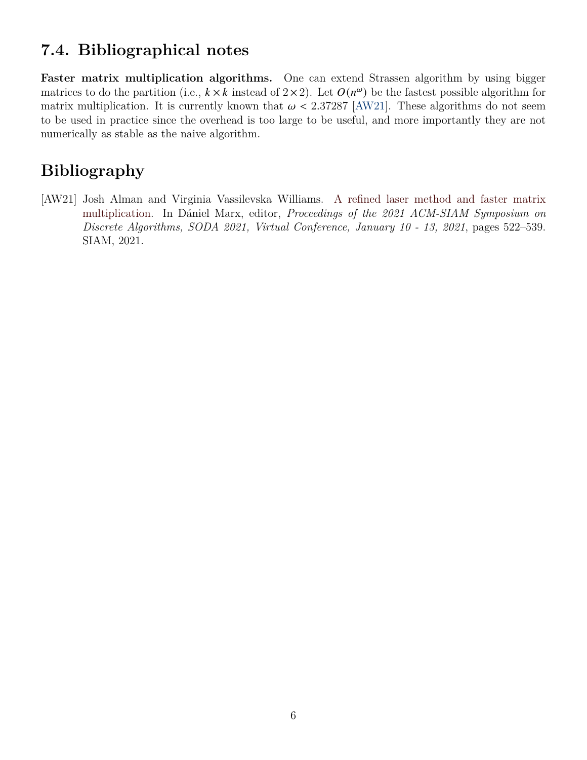## 7.4. Bibliographical notes

**Faster matrix multiplication algorithms.** One can extend Strassen algorithm by using bigger matrices to do the partition (i.e., $k \times k$ instead of $2 \times 2$). Let $O(n^\omega)$ be the fastest possible algorithm for matrix multiplication. It is currently known that $\omega < 2.37287$ [AW21]. These algorithms do not seem to be used in practice since the overhead is too large to be useful, and more importantly they are not numerically as stable as the naive algorithm.

# Bibliography

[AW21] Josh Alman and Virginia Vassilevska Williams. A refined laser method and faster matrix multiplication. In Dániel Marx, editor, *Proceedings of the 2021 ACM-SIAM Symposium on Discrete Algorithms, SODA 2021, Virtual Conference, January 10 - 13, 2021*, pages 522–539. SIAM, 2021.